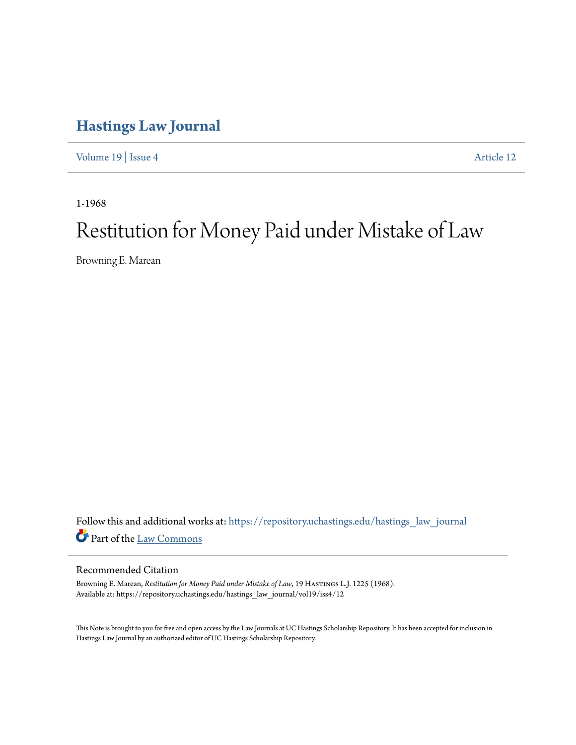# Hastings Law Journal

Volume 19 | Issue 4 Article 12

1-1968

# Restitution for Money Paid under Mistake of Law

Browning E. Marean

Follow this and additional works at: https://repository.uchastings.edu/hastings_law_journal

Part of the Law Commons

## Recommended Citation

Browning E. Marean, *Restitution for Money Paid under Mistake of Law*, 19 Hastings L.J. 1225 (1968).
Available at: https://repository.uchastings.edu/hastings_law_journal/vol19/iss4/12

This Note is brought to you for free and open access by the Law Journals at UC Hastings Scholarship Repository. It has been accepted for inclusion in Hastings Law Journal by an authorized editor of UC Hastings Scholarship Repository.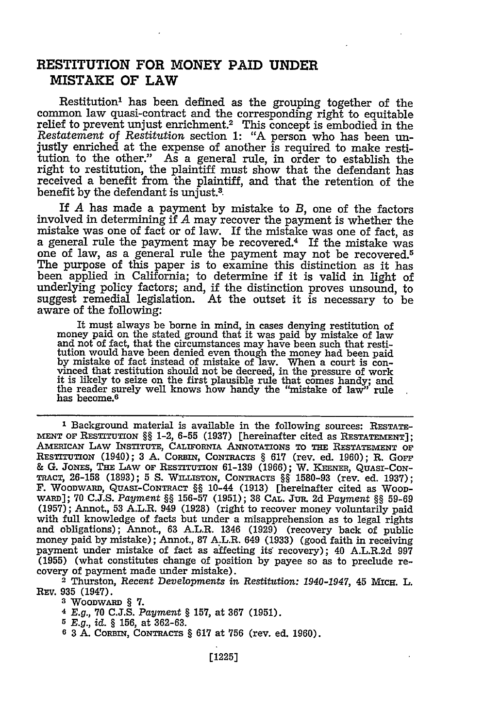# RESTITUTION FOR MONEY PAID UNDER MISTAKE OF LAW

Restitution[1] has been defined as the grouping together of the common law quasi-contract and the corresponding right to equitable relief to prevent unjust enrichment.[2] This concept is embodied in the *Restatement of Restitution* section 1: "A person who has been unjustly enriched at the expense of another is required to make restitution to the other." As a general rule, in order to establish the right to restitution, the plaintiff must show that the defendant has received a benefit from the plaintiff, and that the retention of the benefit by the defendant is unjust.[3]

If *A* has made a payment by mistake to *B*, one of the factors involved in determining if *A* may recover the payment is whether the mistake was one of fact or of law. If the mistake was one of fact, as a general rule the payment may be recovered.[4] If the mistake was one of law, as a general rule the payment may not be recovered.[5] The purpose of this paper is to examine this distinction as it has been applied in California; to determine if it is valid in light of underlying policy factors; and, if the distinction proves unsound, to suggest remedial legislation. At the outset it is necessary to be aware of the following:

> It must always be borne in mind, in cases denying restitution of money paid on the stated ground that it was paid by mistake of law and not of fact, that the circumstances may have been such that restitution would have been denied even though the money had been paid by mistake of fact instead of mistake of law. When a court is convinced that restitution should not be decreed, in the pressure of work it is likely to seize on the first plausible rule that comes handy; and the reader surely well knows how handy the "mistake of law" rule has become.[6]

---

[1] Background material is available in the following sources: RESTATEMENT OF RESTITUTION §§ 1-2, 6-55 (1937) [hereinafter cited as RESTATEMENT]; AMERICAN LAW INSTITUTE, CALIFORNIA ANNOTATIONS TO THE RESTATEMENT OF RESTITUTION (1940); 3 A. CORBIN, CONTRACTS § 617 (rev. ed. 1960); R. GOFF & G. JONES, THE LAW OF RESTITUTION 61-139 (1966); W. KEENER, QUASI-CONTRACT, 26-158 (1893); 5 S. WILLISTON, CONTRACTS §§ 1580-93 (rev. ed. 1937); F. WOODWARD, QUASI-CONTRACT §§ 10-44 (1913) [hereinafter cited as WOODWARD]; 70 C.J.S. *Payment* §§ 156-57 (1951); 38 CAL. JUR. 2d *Payment* §§ 59-69 (1957); Annot., 53 A.L.R. 949 (1928) (right to recover money voluntarily paid with full knowledge of facts but under a misapprehension as to legal rights and obligations); Annot., 63 A.L.R. 1346 (1929) (recovery back of public money paid by mistake); Annot., 87 A.L.R. 649 (1933) (good faith in receiving payment under mistake of fact as affecting its recovery); 40 A.L.R.2d 997 (1955) (what constitutes change of position by payee so as to preclude recovery of payment made under mistake).

[2] Thurston, *Recent Developments in Restitution: 1940-1947*, 45 MICH. L. REV. 935 (1947).

[3] WOODWARD § 7.

[4] *E.g.*, 70 C.J.S. *Payment* § 157, at 367 (1951).

[5] *E.g.*, *id.* § 156, at 362-63.

[6] 3 A. CORBIN, CONTRACTS § 617 at 756 (rev. ed. 1960).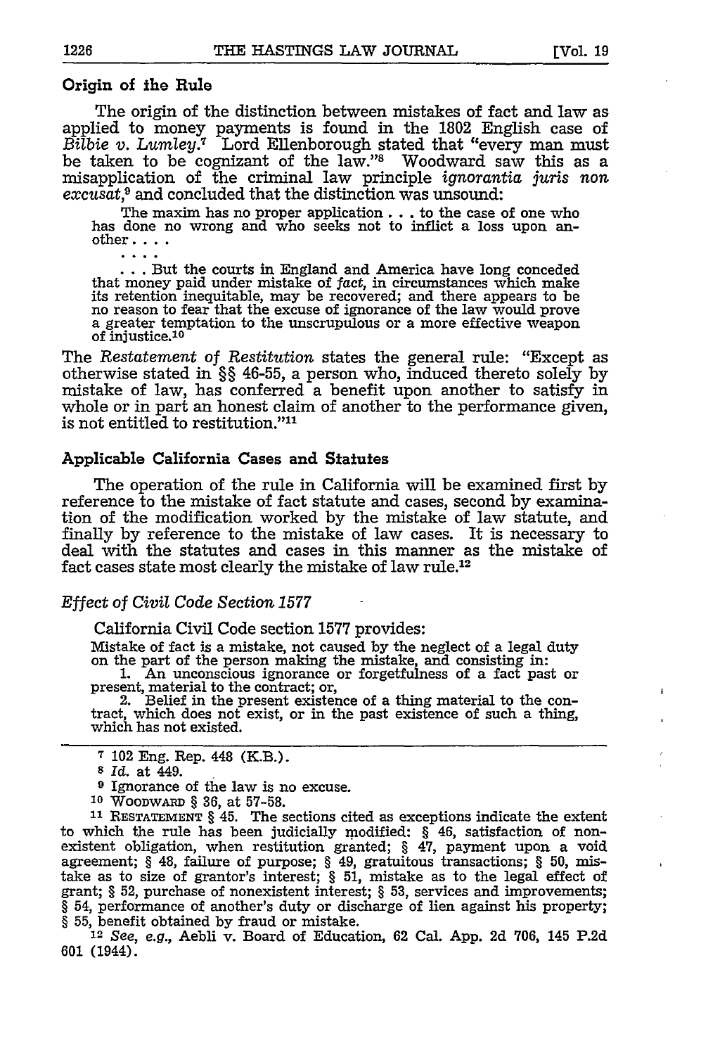### Origin of the Rule

The origin of the distinction between mistakes of fact and law as applied to money payments is found in the 1802 English case of *Bilbie v. Lumley*.[7] Lord Ellenborough stated that "every man must be taken to be cognizant of the law."[8] Woodward saw this as a misapplication of the criminal law principle *ignorantia juris non excusat*,[9] and concluded that the distinction was unsound:

> The maxim has no proper application . . . to the case of one who has done no wrong and who seeks not to inflict a loss upon another. . . .
>
> . . . .
>
> . . . But the courts in England and America have long conceded that money paid under mistake of *fact*, in circumstances which make its retention inequitable, may be recovered; and there appears to be no reason to fear that the excuse of ignorance of the law would prove a greater temptation to the unscrupulous or a more effective weapon of injustice.[10]

The *Restatement of Restitution* states the general rule: "Except as otherwise stated in §§ 46-55, a person who, induced thereto solely by mistake of law, has conferred a benefit upon another to satisfy in whole or in part an honest claim of another to the performance given, is not entitled to restitution."[11]

### Applicable California Cases and Statutes

The operation of the rule in California will be examined first by reference to the mistake of fact statute and cases, second by examination of the modification worked by the mistake of law statute, and finally by reference to the mistake of law cases. It is necessary to deal with the statutes and cases in this manner as the mistake of fact cases state most clearly the mistake of law rule.[12]

#### *Effect of Civil Code Section 1577*

California Civil Code section 1577 provides:

> Mistake of fact is a mistake, not caused by the neglect of a legal duty on the part of the person making the mistake, and consisting in:
>
> 1. An unconscious ignorance or forgetfulness of a fact past or present, material to the contract; or,
>
> 2. Belief in the present existence of a thing material to the contract, which does not exist, or in the past existence of such a thing, which has not existed.

---

[7] 102 Eng. Rep. 448 (K.B.).

[8] *Id.* at 449.

[9] Ignorance of the law is no excuse.

[10] WOODWARD § 36, at 57-58.

[11] RESTATEMENT § 45. The sections cited as exceptions indicate the extent to which the rule has been judicially modified: § 46, satisfaction of nonexistent obligation, when restitution granted; § 47, payment upon a void agreement; § 48, failure of purpose; § 49, gratuitous transactions; § 50, mistake as to size of grantor's interest; § 51, mistake as to the legal effect of grant; § 52, purchase of nonexistent interest; § 53, services and improvements; § 54, performance of another's duty or discharge of lien against his property; § 55, benefit obtained by fraud or mistake.

[12] *See, e.g.*, Aebli v. Board of Education, 62 Cal. App. 2d 706, 145 P.2d 601 (1944).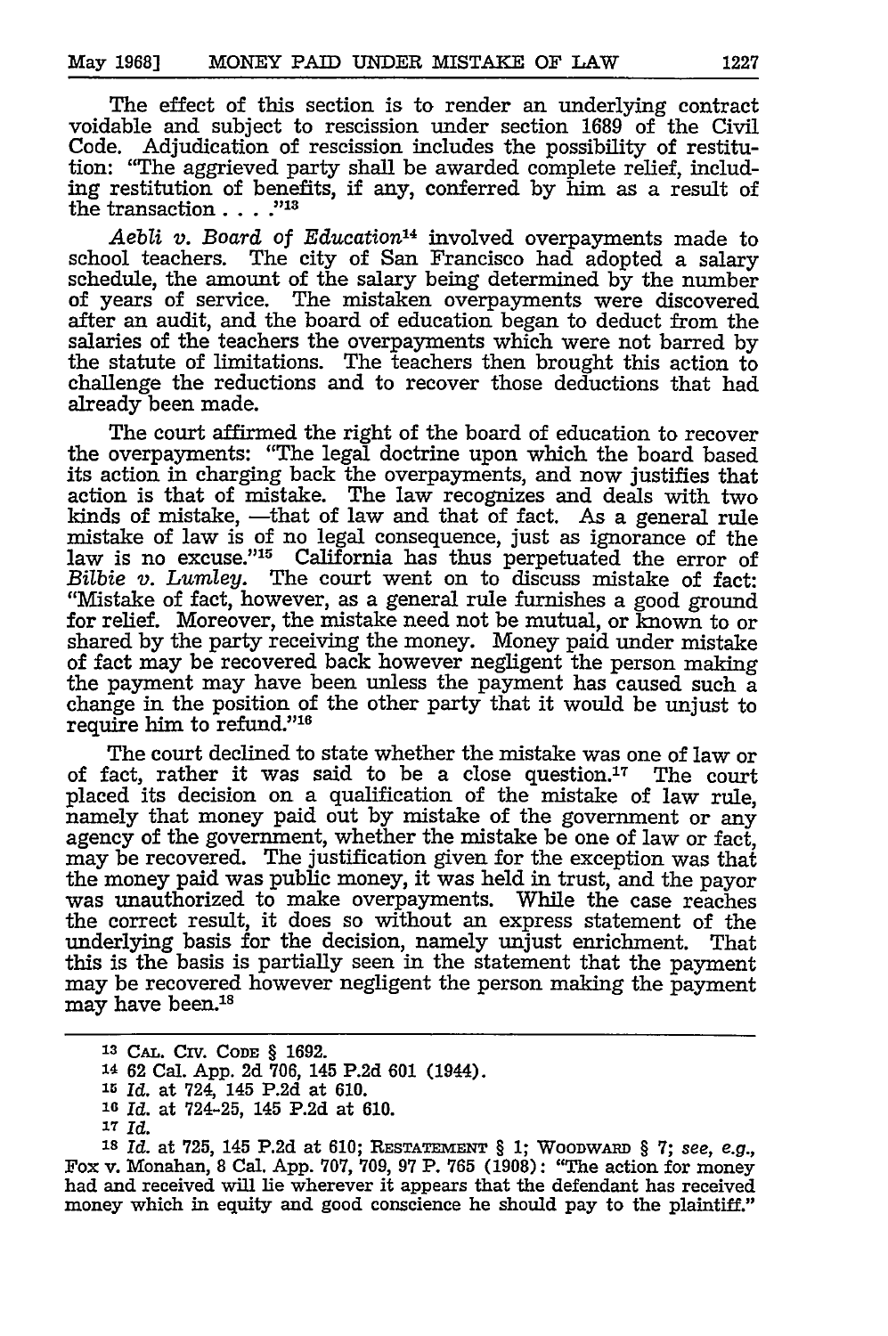The effect of this section is to render an underlying contract voidable and subject to rescission under section 1689 of the Civil Code. Adjudication of rescission includes the possibility of restitution: "The aggrieved party shall be awarded complete relief, including restitution of benefits, if any, conferred by him as a result of the transaction . . . ."[13]

*Aebli v. Board of Education*[14] involved overpayments made to school teachers. The city of San Francisco had adopted a salary schedule, the amount of the salary being determined by the number of years of service. The mistaken overpayments were discovered after an audit, and the board of education began to deduct from the salaries of the teachers the overpayments which were not barred by the statute of limitations. The teachers then brought this action to challenge the reductions and to recover those deductions that had already been made.

The court affirmed the right of the board of education to recover the overpayments: "The legal doctrine upon which the board based its action in charging back the overpayments, and now justifies that action is that of mistake. The law recognizes and deals with two kinds of mistake, —that of law and that of fact. As a general rule mistake of law is of no legal consequence, just as ignorance of the law is no excuse."[15] California has thus perpetuated the error of *Bilbie v. Lumley*. The court went on to discuss mistake of fact: "Mistake of fact, however, as a general rule furnishes a good ground for relief. Moreover, the mistake need not be mutual, or known to or shared by the party receiving the money. Money paid under mistake of fact may be recovered back however negligent the person making the payment may have been unless the payment has caused such a change in the position of the other party that it would be unjust to require him to refund."[16]

The court declined to state whether the mistake was one of law or of fact, rather it was said to be a close question.[17] The court placed its decision on a qualification of the mistake of law rule, namely that money paid out by mistake of the government or any agency of the government, whether the mistake be one of law or fact, may be recovered. The justification given for the exception was that the money paid was public money, it was held in trust, and the payor was unauthorized to make overpayments. While the case reaches the correct result, it does so without an express statement of the underlying basis for the decision, namely unjust enrichment. That this is the basis is partially seen in the statement that the payment may be recovered however negligent the person making the payment may have been.[18]

---

[13] CAL. CIV. CODE § 1692.

[14] 62 Cal. App. 2d 706, 145 P.2d 601 (1944).

[15] *Id.* at 724, 145 P.2d at 610.

[16] *Id.* at 724-25, 145 P.2d at 610.

[17] *Id.*

[18] *Id.* at 725, 145 P.2d at 610; RESTATEMENT § 1; WOODWARD § 7; *see, e.g.*, Fox v. Monahan, 8 Cal. App. 707, 709, 97 P. 765 (1908): "The action for money had and received will lie wherever it appears that the defendant has received money which in equity and good conscience he should pay to the plaintiff."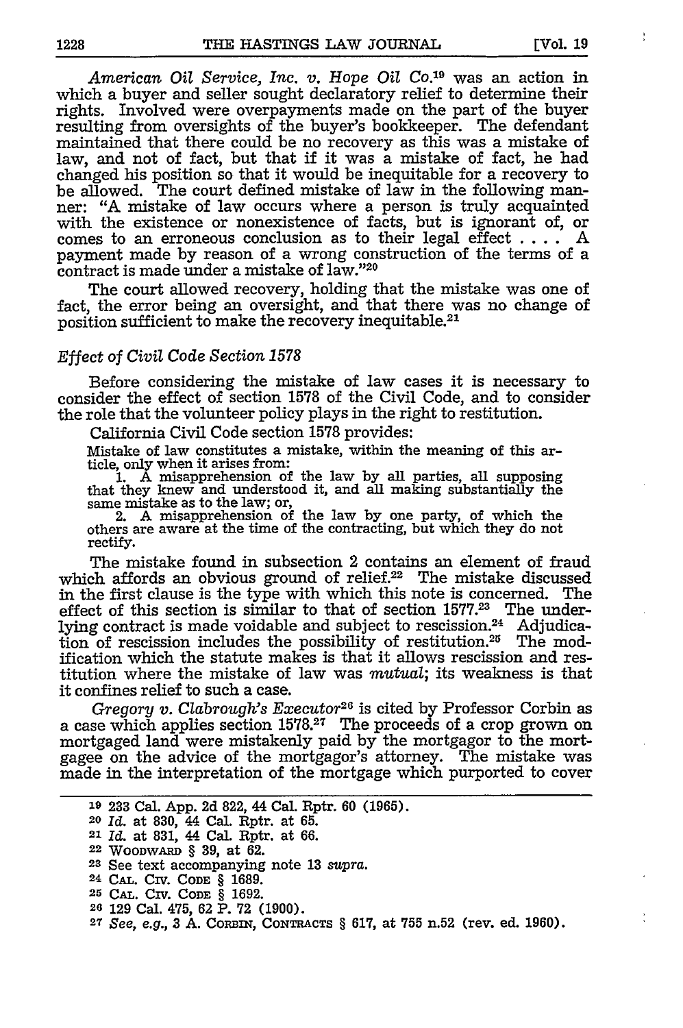*American Oil Service, Inc. v. Hope Oil Co.*[19] was an action in which a buyer and seller sought declaratory relief to determine their rights. Involved were overpayments made on the part of the buyer resulting from oversights of the buyer's bookkeeper. The defendant maintained that there could be no recovery as this was a mistake of law, and not of fact, but that if it was a mistake of fact, he had changed his position so that it would be inequitable for a recovery to be allowed. The court defined mistake of law in the following manner: "A mistake of law occurs where a person is truly acquainted with the existence or nonexistence of facts, but is ignorant of, or comes to an erroneous conclusion as to their legal effect . . . . A payment made by reason of a wrong construction of the terms of a contract is made under a mistake of law."[20]

The court allowed recovery, holding that the mistake was one of fact, the error being an oversight, and that there was no change of position sufficient to make the recovery inequitable.[21]

### *Effect of Civil Code Section 1578*

Before considering the mistake of law cases it is necessary to consider the effect of section 1578 of the Civil Code, and to consider the role that the volunteer policy plays in the right to restitution.

California Civil Code section 1578 provides:

> Mistake of law constitutes a mistake, within the meaning of this article, only when it arises from:
>
> 1. A misapprehension of the law by all parties, all supposing that they knew and understood it, and all making substantially the same mistake as to the law; or,
>
> 2. A misapprehension of the law by one party, of which the others are aware at the time of the contracting, but which they do not rectify.

The mistake found in subsection 2 contains an element of fraud which affords an obvious ground of relief.[22] The mistake discussed in the first clause is the type with which this note is concerned. The effect of this section is similar to that of section 1577.[23] The underlying contract is made voidable and subject to rescission.[24] Adjudication of rescission includes the possibility of restitution.[25] The modification which the statute makes is that it allows rescission and restitution where the mistake of law was *mutual*; its weakness is that it confines relief to such a case.

*Gregory v. Clabrough's Executor*[26] is cited by Professor Corbin as a case which applies section 1578.[27] The proceeds of a crop grown on mortgaged land were mistakenly paid by the mortgagor to the mortgagee on the advice of the mortgagor's attorney. The mistake was made in the interpretation of the mortgage which purported to cover

---

19 233 Cal. App. 2d 822, 44 Cal. Rptr. 60 (1965).

20 *Id.* at 830, 44 Cal. Rptr. at 65.

21 *Id.* at 831, 44 Cal. Rptr. at 66.

22 WOODWARD § 39, at 62.

23 See text accompanying note 13 *supra*.

24 CAL. CIV. CODE § 1689.

25 CAL. CIV. CODE § 1692.

26 129 Cal. 475, 62 P. 72 (1900).

27 *See, e.g.*, 3 A. CORBIN, CONTRACTS § 617, at 755 n.52 (rev. ed. 1960).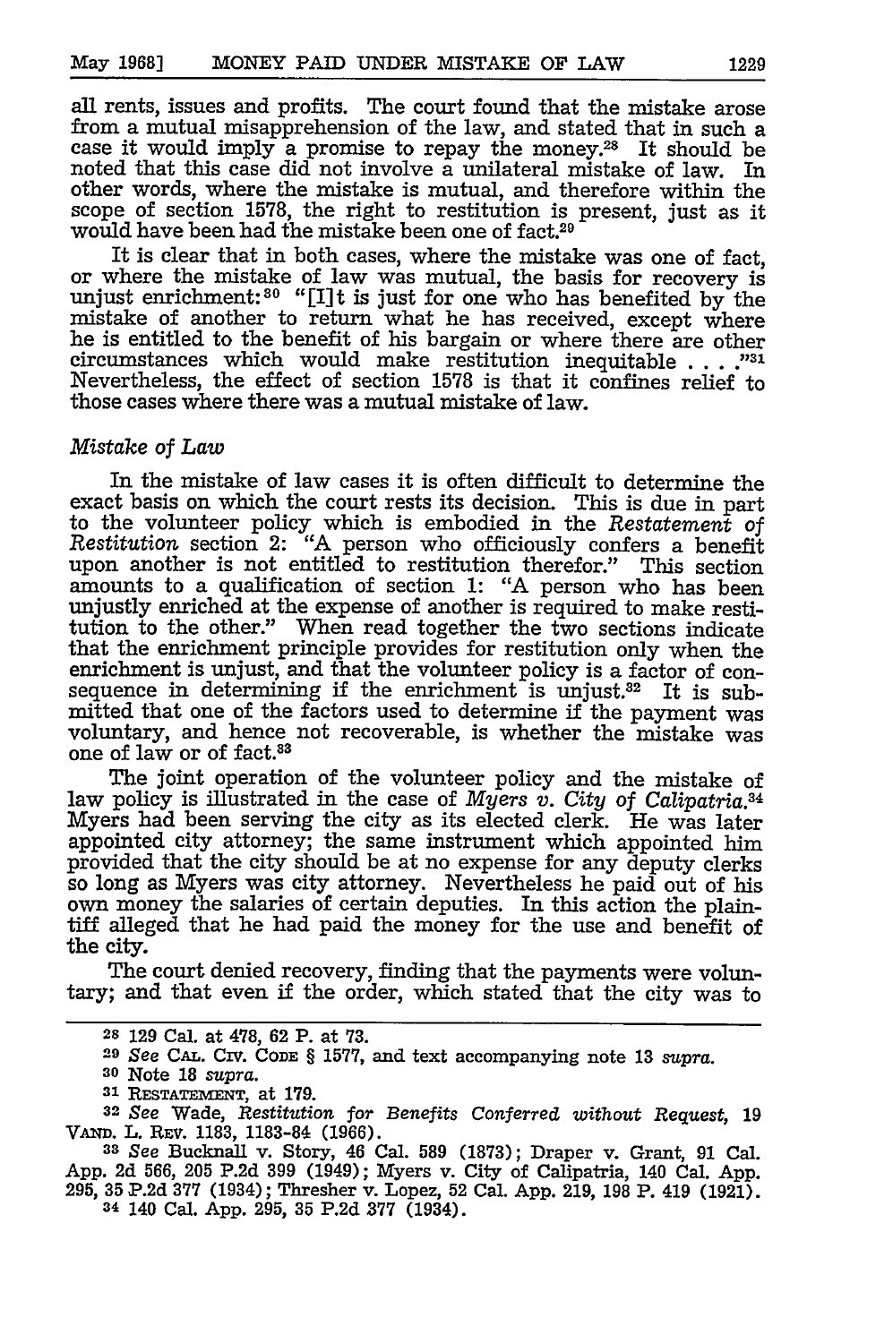all rents, issues and profits. The court found that the mistake arose from a mutual misapprehension of the law, and stated that in such a case it would imply a promise to repay the money.[28] It should be noted that this case did not involve a unilateral mistake of law. In other words, where the mistake is mutual, and therefore within the scope of section 1578, the right to restitution is present, just as it would have been had the mistake been one of fact.[29]

It is clear that in both cases, where the mistake was one of fact, or where the mistake of law was mutual, the basis for recovery is unjust enrichment:[30] "[I]t is just for one who has benefited by the mistake of another to return what he has received, except where he is entitled to the benefit of his bargain or where there are other circumstances which would make restitution inequitable . . . ."[31] Nevertheless, the effect of section 1578 is that it confines relief to those cases where there was a mutual mistake of law.

*Mistake of Law*

In the mistake of law cases it is often difficult to determine the exact basis on which the court rests its decision. This is due in part to the volunteer policy which is embodied in the *Restatement of Restitution* section 2: "A person who officiously confers a benefit upon another is not entitled to restitution therefor." This section amounts to a qualification of section 1: "A person who has been unjustly enriched at the expense of another is required to make restitution to the other." When read together the two sections indicate that the enrichment principle provides for restitution only when the enrichment is unjust, and that the volunteer policy is a factor of consequence in determining if the enrichment is unjust.[32] It is submitted that one of the factors used to determine if the payment was voluntary, and hence not recoverable, is whether the mistake was one of law or of fact.[33]

The joint operation of the volunteer policy and the mistake of law policy is illustrated in the case of *Myers v. City of Calipatria*.[34] Myers had been serving the city as its elected clerk. He was later appointed city attorney; the same instrument which appointed him provided that the city should be at no expense for any deputy clerks so long as Myers was city attorney. Nevertheless he paid out of his own money the salaries of certain deputies. In this action the plaintiff alleged that he had paid the money for the use and benefit of the city.

The court denied recovery, finding that the payments were voluntary; and that even if the order, which stated that the city was to

---

28 129 Cal. at 478, 62 P. at 73.

29 *See* CAL. CIV. CODE § 1577, and text accompanying note 13 *supra*.

30 Note 18 *supra*.

31 RESTATEMENT, at 179.

32 *See* Wade, *Restitution for Benefits Conferred without Request*, 19 VAND. L. REV. 1183, 1183-84 (1966).

33 *See* Bucknall v. Story, 46 Cal. 589 (1873); Draper v. Grant, 91 Cal. App. 2d 566, 205 P.2d 399 (1949); Myers v. City of Calipatria, 140 Cal. App. 295, 35 P.2d 377 (1934); Thresher v. Lopez, 52 Cal. App. 219, 198 P. 419 (1921).

34 140 Cal. App. 295, 35 P.2d 377 (1934).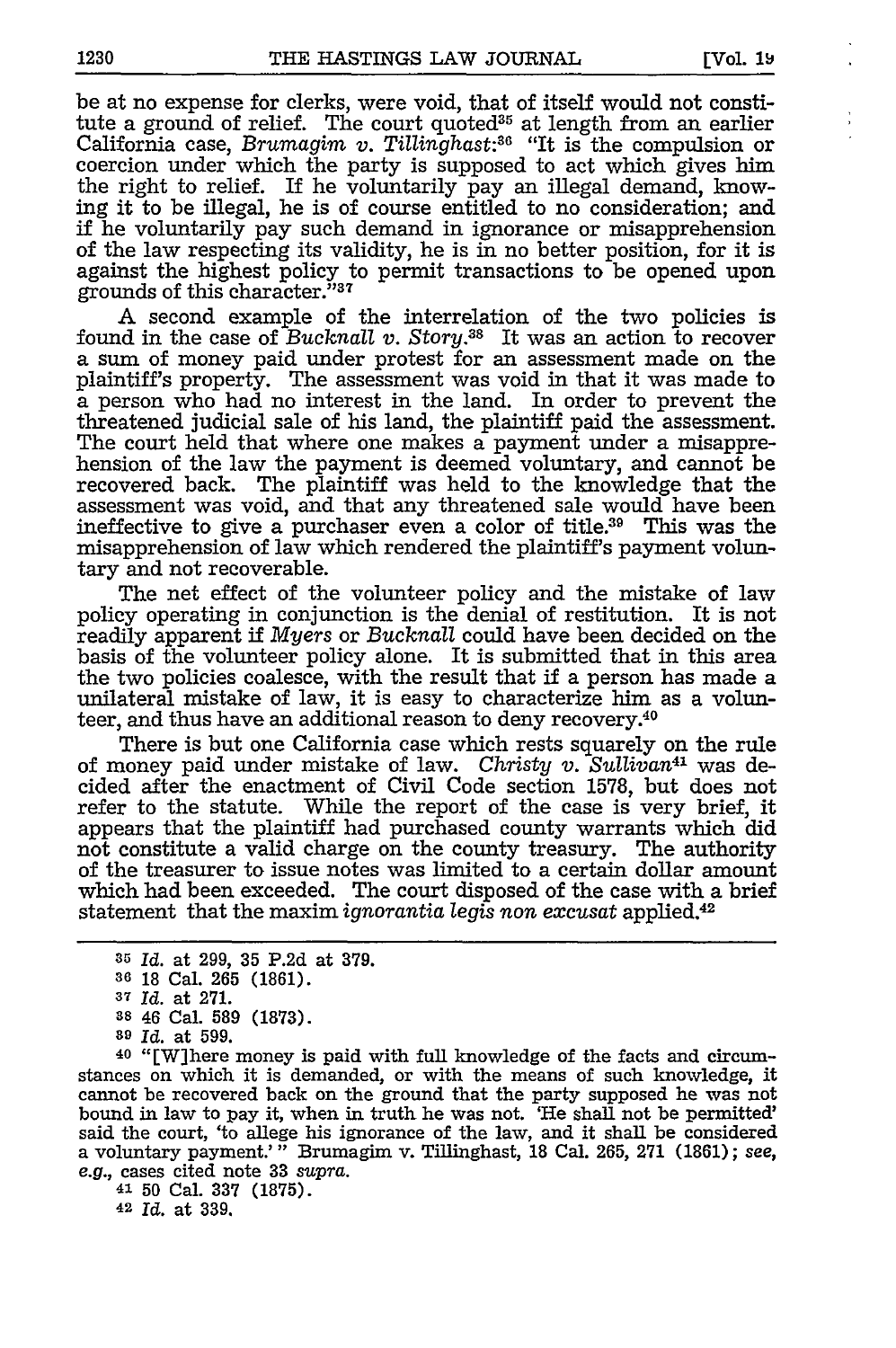be at no expense for clerks, were void, that of itself would not constitute a ground of relief. The court quoted[35] at length from an earlier California case, *Brumagim v. Tillinghast*:[36] "It is the compulsion or coercion under which the party is supposed to act which gives him the right to relief. If he voluntarily pay an illegal demand, knowing it to be illegal, he is of course entitled to no consideration; and if he voluntarily pay such demand in ignorance or misapprehension of the law respecting its validity, he is in no better position, for it is against the highest policy to permit transactions to be opened upon grounds of this character."[37]

A second example of the interrelation of the two policies is found in the case of *Bucknall v. Story*.[38] It was an action to recover a sum of money paid under protest for an assessment made on the plaintiff's property. The assessment was void in that it was made to a person who had no interest in the land. In order to prevent the threatened judicial sale of his land, the plaintiff paid the assessment. The court held that where one makes a payment under a misapprehension of the law the payment is deemed voluntary, and cannot be recovered back. The plaintiff was held to the knowledge that the assessment was void, and that any threatened sale would have been ineffective to give a purchaser even a color of title.[39] This was the misapprehension of law which rendered the plaintiff's payment voluntary and not recoverable.

The net effect of the volunteer policy and the mistake of law policy operating in conjunction is the denial of restitution. It is not readily apparent if *Myers* or *Bucknall* could have been decided on the basis of the volunteer policy alone. It is submitted that in this area the two policies coalesce, with the result that if a person has made a unilateral mistake of law, it is easy to characterize him as a volunteer, and thus have an additional reason to deny recovery.[40]

There is but one California case which rests squarely on the rule of money paid under mistake of law. *Christy v. Sullivan*[41] was decided after the enactment of Civil Code section 1578, but does not refer to the statute. While the report of the case is very brief, it appears that the plaintiff had purchased county warrants which did not constitute a valid charge on the county treasury. The authority of the treasurer to issue notes was limited to a certain dollar amount which had been exceeded. The court disposed of the case with a brief statement that the maxim *ignorantia legis non excusat* applied.[42]

---

[35] *Id.* at 299, 35 P.2d at 379.

[36] 18 Cal. 265 (1861).

[37] *Id.* at 271.

[38] 46 Cal. 589 (1873).

[39] *Id.* at 599.

[40] "[W]here money is paid with full knowledge of the facts and circumstances on which it is demanded, or with the means of such knowledge, it cannot be recovered back on the ground that the party supposed he was not bound in law to pay it, when in truth he was not. 'He shall not be permitted' said the court, 'to allege his ignorance of the law, and it shall be considered a voluntary payment.'" Brumagim v. Tillinghast, 18 Cal. 265, 271 (1861); *see, e.g.*, cases cited note 33 *supra*.

[41] 50 Cal. 337 (1875).

[42] *Id.* at 339.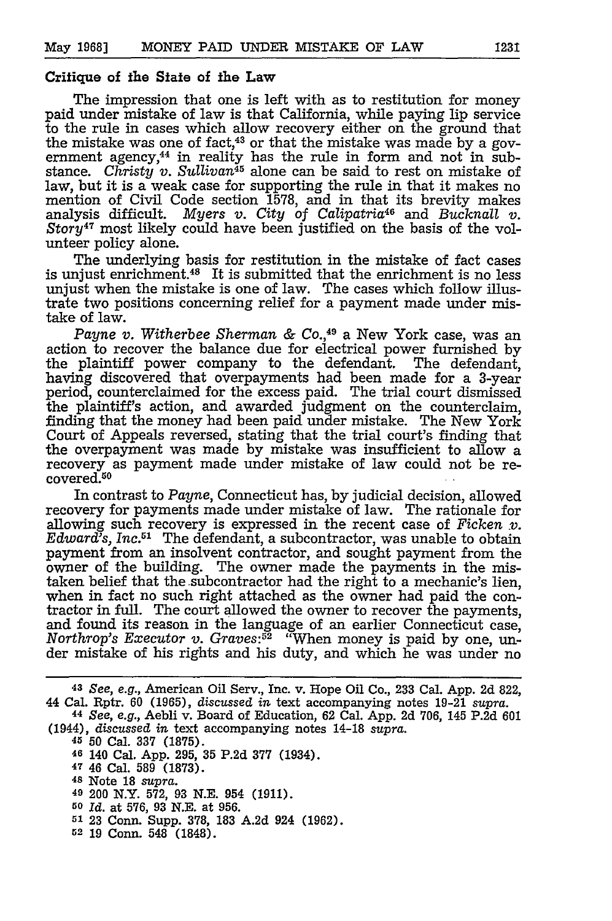### Critique of the State of the Law

The impression that one is left with as to restitution for money paid under mistake of law is that California, while paying lip service to the rule in cases which allow recovery either on the ground that the mistake was one of fact,[43] or that the mistake was made by a government agency,[44] in reality has the rule in form and not in substance. *Christy v. Sullivan*[45] alone can be said to rest on mistake of law, but it is a weak case for supporting the rule in that it makes no mention of Civil Code section 1578, and in that its brevity makes analysis difficult. *Myers v. City of Calipatria*[46] and *Bucknall v. Story*[47] most likely could have been justified on the basis of the volunteer policy alone.

The underlying basis for restitution in the mistake of fact cases is unjust enrichment.[48] It is submitted that the enrichment is no less unjust when the mistake is one of law. The cases which follow illustrate two positions concerning relief for a payment made under mistake of law.

*Payne v. Witherbee Sherman & Co.*,[49] a New York case, was an action to recover the balance due for electrical power furnished by the plaintiff power company to the defendant. The defendant, having discovered that overpayments had been made for a 3-year period, counterclaimed for the excess paid. The trial court dismissed the plaintiff's action, and awarded judgment on the counterclaim, finding that the money had been paid under mistake. The New York Court of Appeals reversed, stating that the trial court's finding that the overpayment was made by mistake was insufficient to allow a recovery as payment made under mistake of law could not be recovered.[50]

In contrast to *Payne*, Connecticut has, by judicial decision, allowed recovery for payments made under mistake of law. The rationale for allowing such recovery is expressed in the recent case of *Ficken v. Edward's, Inc.*[51] The defendant, a subcontractor, was unable to obtain payment from an insolvent contractor, and sought payment from the owner of the building. The owner made the payments in the mistaken belief that the subcontractor had the right to a mechanic's lien, when in fact no such right attached as the owner had paid the contractor in full. The court allowed the owner to recover the payments, and found its reason in the language of an earlier Connecticut case, *Northrop's Executor v. Graves*:[52] "When money is paid by one, under mistake of his rights and his duty, and which he was under no

---

[43] *See, e.g.*, American Oil Serv., Inc. v. Hope Oil Co., 233 Cal. App. 2d 822, 44 Cal. Rptr. 60 (1965), *discussed in* text accompanying notes 19-21 *supra*.

[44] *See, e.g.*, Aebli v. Board of Education, 62 Cal. App. 2d 706, 145 P.2d 601 (1944), *discussed in* text accompanying notes 14-18 *supra*.

[45] 50 Cal. 337 (1875).

[46] 140 Cal. App. 295, 35 P.2d 377 (1934).

[47] 46 Cal. 589 (1873).

[48] Note 18 *supra*.

[49] 200 N.Y. 572, 93 N.E. 954 (1911).

[50] *Id.* at 576, 93 N.E. at 956.

[51] 23 Conn. Supp. 378, 183 A.2d 924 (1962).

[52] 19 Conn. 548 (1848).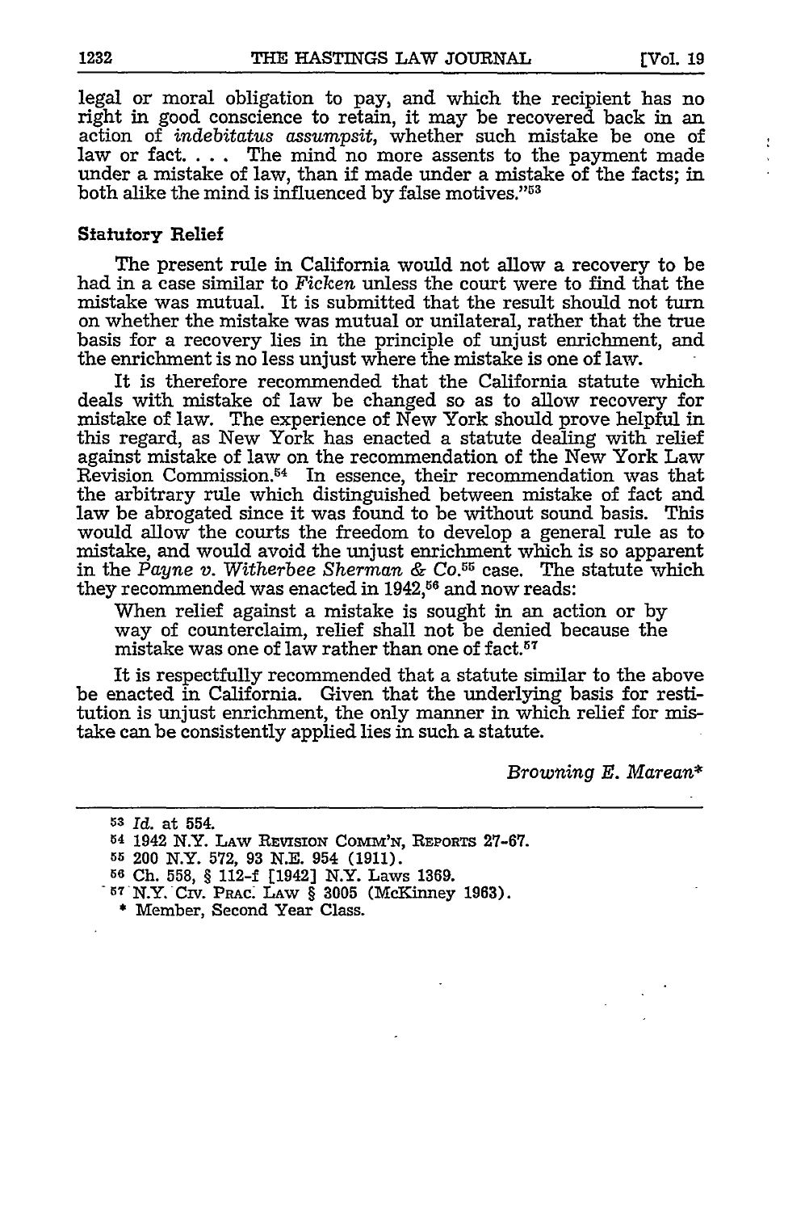legal or moral obligation to pay, and which the recipient has no right in good conscience to retain, it may be recovered back in an action of *indebitatus assumpsit*, whether such mistake be one of law or fact. . . . The mind no more assents to the payment made under a mistake of law, than if made under a mistake of the facts; in both alike the mind is influenced by false motives."[53]

**Statutory Relief**

The present rule in California would not allow a recovery to be had in a case similar to *Ficken* unless the court were to find that the mistake was mutual. It is submitted that the result should not turn on whether the mistake was mutual or unilateral, rather that the true basis for a recovery lies in the principle of unjust enrichment, and the enrichment is no less unjust where the mistake is one of law.

It is therefore recommended that the California statute which deals with mistake of law be changed so as to allow recovery for mistake of law. The experience of New York should prove helpful in this regard, as New York has enacted a statute dealing with relief against mistake of law on the recommendation of the New York Law Revision Commission.[54] In essence, their recommendation was that the arbitrary rule which distinguished between mistake of fact and law be abrogated since it was found to be without sound basis. This would allow the courts the freedom to develop a general rule as to mistake, and would avoid the unjust enrichment which is so apparent in the *Payne v. Witherbee Sherman & Co.*[55] case. The statute which they recommended was enacted in 1942,[56] and now reads:

> When relief against a mistake is sought in an action or by way of counterclaim, relief shall not be denied because the mistake was one of law rather than one of fact.[57]

It is respectfully recommended that a statute similar to the above be enacted in California. Given that the underlying basis for restitution is unjust enrichment, the only manner in which relief for mistake can be consistently applied lies in such a statute.

*Browning E. Marean**

---

53 *Id.* at 554.

54 1942 N.Y. LAW REVISION COMM'N, REPORTS 27-67.

55 200 N.Y. 572, 93 N.E. 954 (1911).

56 Ch. 558, § 112-f [1942] N.Y. Laws 1369.

57 N.Y. CIV. PRAC. LAW § 3005 (McKinney 1963).

\* Member, Second Year Class.